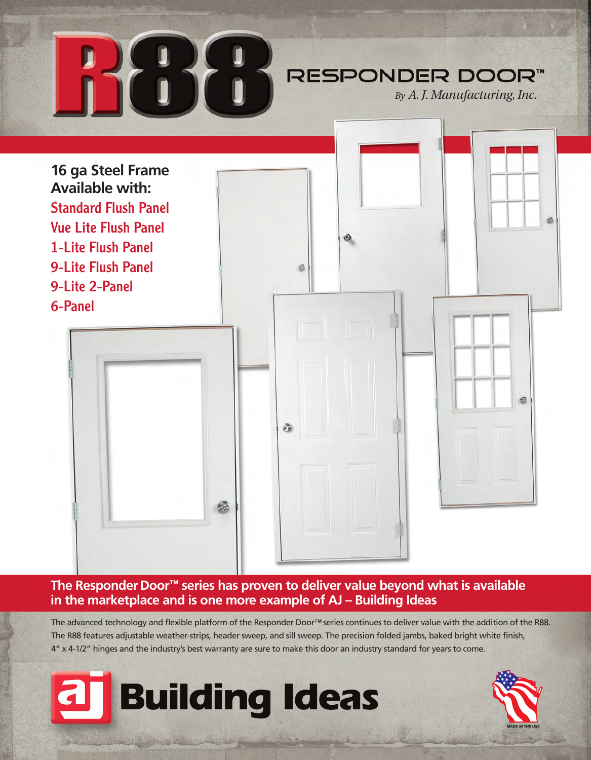# R88

## RESPONDER DOOR™

*By A. J. Manufacturing, Inc.*

**16 ga Steel Frame Available with:**

- Standard Flush Panel
- Vue Lite Flush Panel
- 1-Lite Flush Panel
- 9-Lite Flush Panel
- 9-Lite 2-Panel
- 6-Panel

**The Responder Door™ series has proven to deliver value beyond what is available in the marketplace and is one more example of AJ – Building Ideas**

The advanced technology and flexible platform of the Responder Door™ series continues to deliver value with the addition of the R88. The R88 features adjustable weather-strips, header sweep, and sill sweep. The precision folded jambs, baked bright white finish, 4" x 4-1/2" hinges and the industry's best warranty are sure to make this door an industry standard for years to come.

**aj Building Ideas**

MADE IN THE USA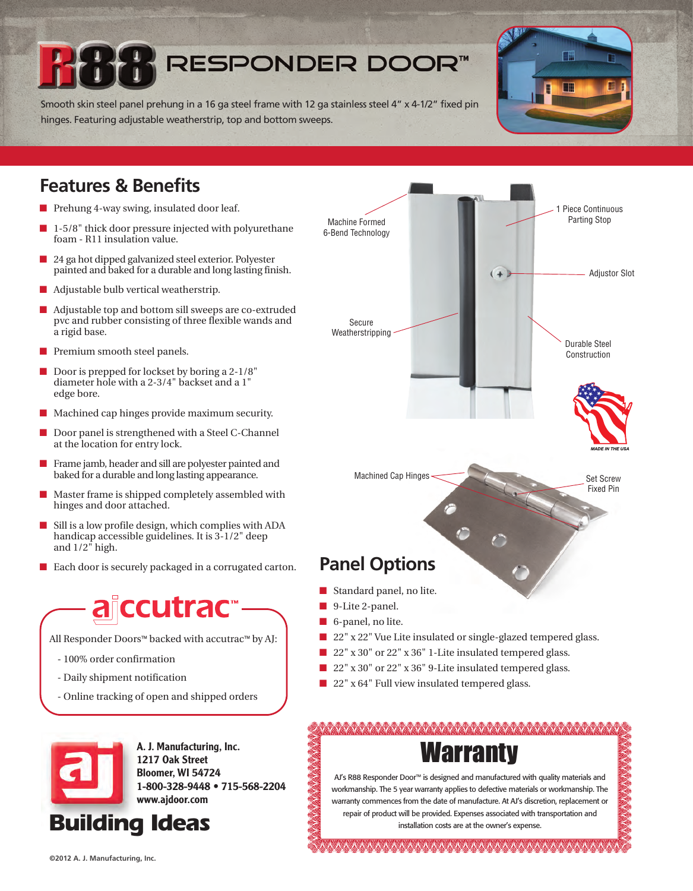# R88 RESPONDER DOOR™

Smooth skin steel panel prehung in a 16 ga steel frame with 12 ga stainless steel 4" x 4-1/2" fixed pin hinges. Featuring adjustable weatherstrip, top and bottom sweeps.

## Features & Benefits

- Prehung 4-way swing, insulated door leaf.
- 1-5/8" thick door pressure injected with polyurethane foam - R11 insulation value.
- 24 ga hot dipped galvanized steel exterior. Polyester painted and baked for a durable and long lasting finish.
- Adjustable bulb vertical weatherstrip.
- Adjustable top and bottom sill sweeps are co-extruded pvc and rubber consisting of three flexible wands and a rigid base.
- Premium smooth steel panels.
- Door is prepped for lockset by boring a 2-1/8" diameter hole with a 2-3/4" backset and a 1" edge bore.
- Machined cap hinges provide maximum security.
- Door panel is strengthened with a Steel C-Channel at the location for entry lock.
- Frame jamb, header and sill are polyester painted and baked for a durable and long lasting appearance.
- Master frame is shipped completely assembled with hinges and door attached.
- Sill is a low profile design, which complies with ADA handicap accessible guidelines. It is 3-1/2" deep and 1/2" high.
- Each door is securely packaged in a corrugated carton.

Machine Formed 6-Bend Technology

1 Piece Continuous Parting Stop

Adjustor Slot

Secure Weatherstripping

Durable Steel Construction

MADE IN THE USA

Machined Cap Hinges

Set Screw Fixed Pin

## ajccutrac™

All Responder Doors™ backed with accutrac™ by AJ:

- 100% order confirmation
- Daily shipment notification
- Online tracking of open and shipped orders

## Panel Options

- Standard panel, no lite.
- 9-Lite 2-panel.
- 6-panel, no lite.
- 22" x 22" Vue Lite insulated or single-glazed tempered glass.
- 22" x 30" or 22" x 36" 1-Lite insulated tempered glass.
- 22" x 30" or 22" x 36" 9-Lite insulated tempered glass.
- 22" x 64" Full view insulated tempered glass.

**A. J. Manufacturing, Inc.**
**1217 Oak Street**
**Bloomer, WI 54724**
**1-800-328-9448 • 715-568-2204**
**www.ajdoor.com**

**Building Ideas**

## Warranty

AJ's R88 Responder Door™ is designed and manufactured with quality materials and workmanship. The 5 year warranty applies to defective materials or workmanship. The warranty commences from the date of manufacture. At AJ's discretion, replacement or repair of product will be provided. Expenses associated with transportation and installation costs are at the owner's expense.

©2012 A. J. Manufacturing, Inc.